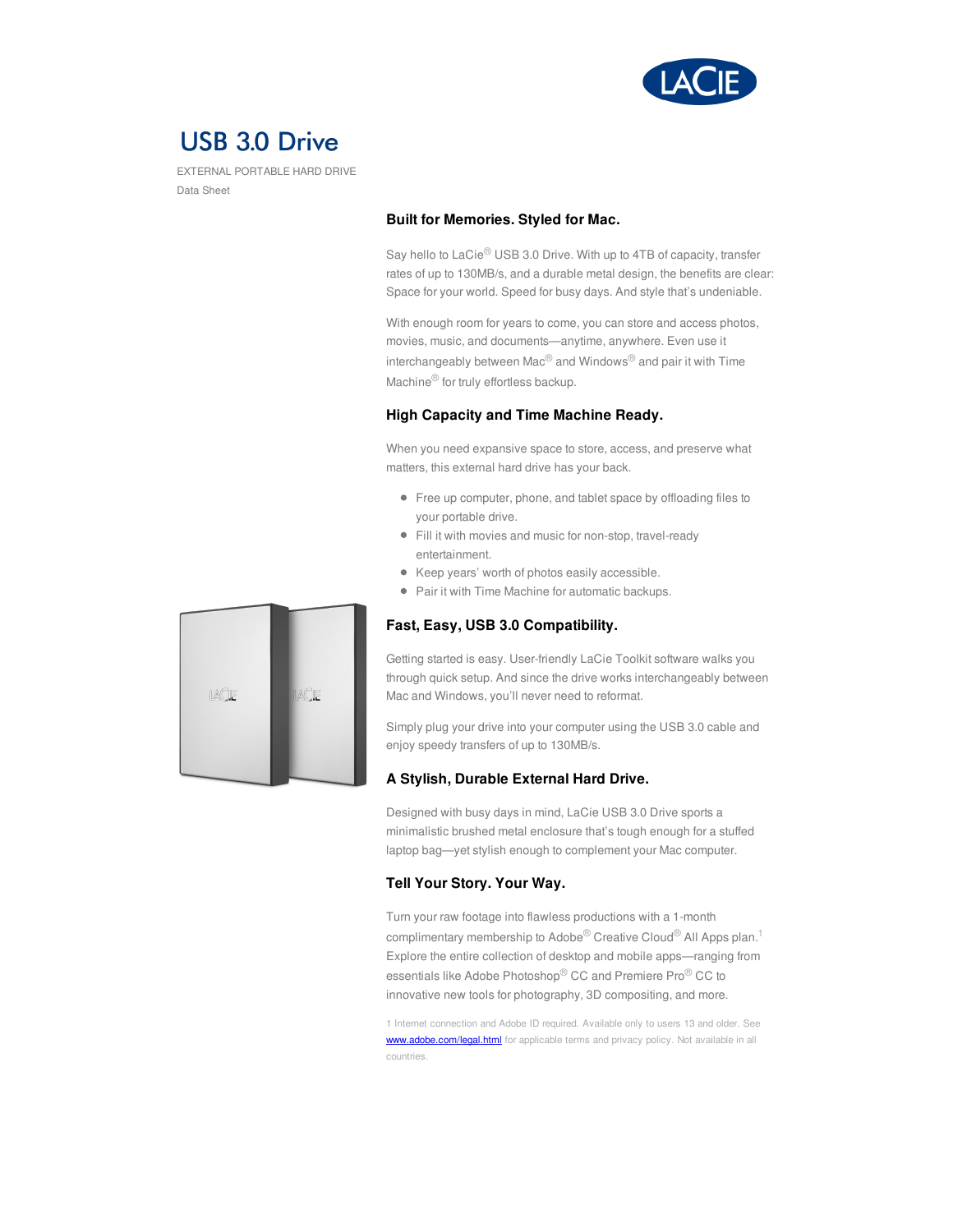# USB 3.0 Drive

EXTERNAL PORTABLE HARD DRIVE

Data Sheet

## Built for Memories. Styled for Mac.

Say hello to LaCie® USB 3.0 Drive. With up to 4TB of capacity, transfer rates of up to 130MB/s, and a durable metal design, the benefits are clear: Space for your world. Speed for busy days. And style that's undeniable.

With enough room for years to come, you can store and access photos, movies, music, and documents—anytime, anywhere. Even use it interchangeably between Mac® and Windows® and pair it with Time Machine® for truly effortless backup.

## High Capacity and Time Machine Ready.

When you need expansive space to store, access, and preserve what matters, this external hard drive has your back.

- Free up computer, phone, and tablet space by offloading files to your portable drive.
- Fill it with movies and music for non-stop, travel-ready entertainment.
- Keep years' worth of photos easily accessible.
- Pair it with Time Machine for automatic backups.

## Fast, Easy, USB 3.0 Compatibility.

Getting started is easy. User-friendly LaCie Toolkit software walks you through quick setup. And since the drive works interchangeably between Mac and Windows, you'll never need to reformat.

Simply plug your drive into your computer using the USB 3.0 cable and enjoy speedy transfers of up to 130MB/s.

## A Stylish, Durable External Hard Drive.

Designed with busy days in mind, LaCie USB 3.0 Drive sports a minimalistic brushed metal enclosure that's tough enough for a stuffed laptop bag—yet stylish enough to complement your Mac computer.

## Tell Your Story. Your Way.

Turn your raw footage into flawless productions with a 1-month complimentary membership to Adobe® Creative Cloud® All Apps plan.[1] Explore the entire collection of desktop and mobile apps—ranging from essentials like Adobe Photoshop® CC and Premiere Pro® CC to innovative new tools for photography, 3D compositing, and more.

1 Internet connection and Adobe ID required. Available only to users 13 and older. See www.adobe.com/legal.html for applicable terms and privacy policy. Not available in all countries.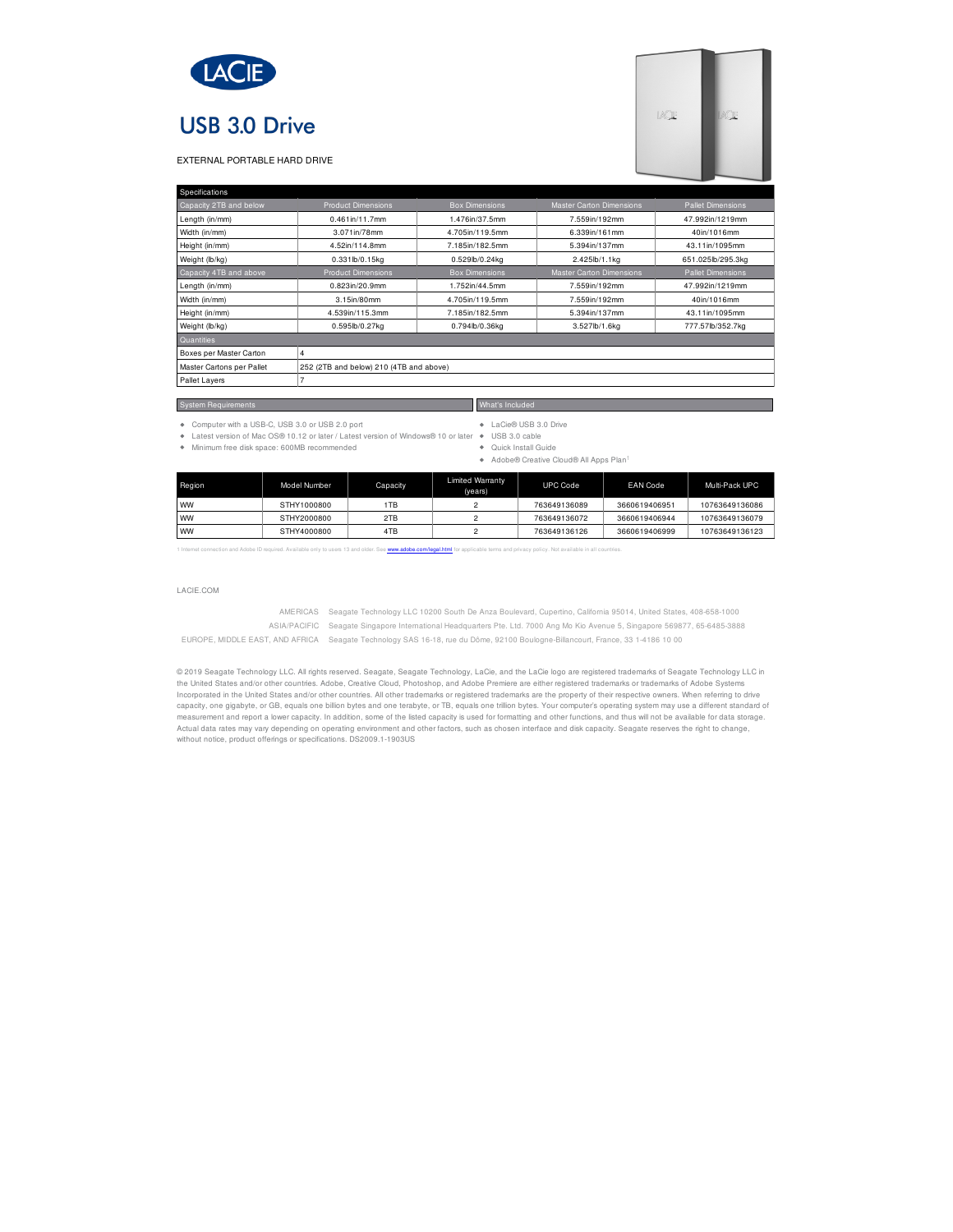# USB 3.0 Drive

EXTERNAL PORTABLE HARD DRIVE

| Specifications | | | | |
|---|---|---|---|---|
| Capacity 2TB and below | Product Dimensions | Box Dimensions | Master Carton Dimensions | Pallet Dimensions |
| Length (in/mm) | 0.461in/11.7mm | 1.476in/37.5mm | 7.559in/192mm | 47.992in/1219mm |
| Width (in/mm) | 3.071in/78mm | 4.705in/119.5mm | 6.339in/161mm | 40in/1016mm |
| Height (in/mm) | 4.52in/114.8mm | 7.185in/182.5mm | 5.394in/137mm | 43.11in/1095mm |
| Weight (lb/kg) | 0.331lb/0.15kg | 0.529lb/0.24kg | 2.425lb/1.1kg | 651.025lb/295.3kg |
| Capacity 4TB and above | Product Dimensions | Box Dimensions | Master Carton Dimensions | Pallet Dimensions |
| Length (in/mm) | 0.823in/20.9mm | 1.752in/44.5mm | 7.559in/192mm | 47.992in/1219mm |
| Width (in/mm) | 3.15in/80mm | 4.705in/119.5mm | 7.559in/192mm | 40in/1016mm |
| Height (in/mm) | 4.539in/115.3mm | 7.185in/182.5mm | 5.394in/137mm | 43.11in/1095mm |
| Weight (lb/kg) | 0.595lb/0.27kg | 0.794lb/0.36kg | 3.527lb/1.6kg | 777.57lb/352.7kg |
| Quantities | | | | |
| Boxes per Master Carton | 4 | | | |
| Master Cartons per Pallet | 252 (2TB and below) 210 (4TB and above) | | | |
| Pallet Layers | 7 | | | |

## System Requirements

- Computer with a USB-C, USB 3.0 or USB 2.0 port
- Latest version of Mac OS® 10.12 or later / Latest version of Windows® 10 or later
- Minimum free disk space: 600MB recommended

## What's Included

- LaCie® USB 3.0 Drive
- USB 3.0 cable
- Quick Install Guide
- Adobe® Creative Cloud® All Apps Plan[1]

| Region | Model Number | Capacity | Limited Warranty (years) | UPC Code | EAN Code | Multi-Pack UPC |
|---|---|---|---|---|---|---|
| WW | STHY1000800 | 1TB | 2 | 763649136089 | 3660619406951 | 10763649136086 |
| WW | STHY2000800 | 2TB | 2 | 763649136072 | 3660619406944 | 10763649136079 |
| WW | STHY4000800 | 4TB | 2 | 763649136126 | 3660619406999 | 10763649136123 |

1 Internet connection and Adobe ID required. Available only to users 13 and older. See www.adobe.com/legal.html for applicable terms and privacy policy. Not available in all countries.

LACIE.COM

AMERICAS Seagate Technology LLC 10200 South De Anza Boulevard, Cupertino, California 95014, United States, 408-658-1000
ASIA/PACIFIC Seagate Singapore International Headquarters Pte. Ltd. 7000 Ang Mo Kio Avenue 5, Singapore 569877, 65-6485-3888
EUROPE, MIDDLE EAST, AND AFRICA Seagate Technology SAS 16-18, rue du Dôme, 92100 Boulogne-Billancourt, France, 33 1-4186 10 00

© 2019 Seagate Technology LLC. All rights reserved. Seagate, Seagate Technology, LaCie, and the LaCie logo are registered trademarks of Seagate Technology LLC in the United States and/or other countries. Adobe, Creative Cloud, Photoshop, and Adobe Premiere are either registered trademarks or trademarks of Adobe Systems Incorporated in the United States and/or other countries. All other trademarks or registered trademarks are the property of their respective owners. When referring to drive capacity, one gigabyte, or GB, equals one billion bytes and one terabyte, or TB, equals one trillion bytes. Your computer's operating system may use a different standard of measurement and report a lower capacity. In addition, some of the listed capacity is used for formatting and other functions, and thus will not be available for data storage. Actual data rates may vary depending on operating environment and other factors, such as chosen interface and disk capacity. Seagate reserves the right to change, without notice, product offerings or specifications. DS2009.1-1903US